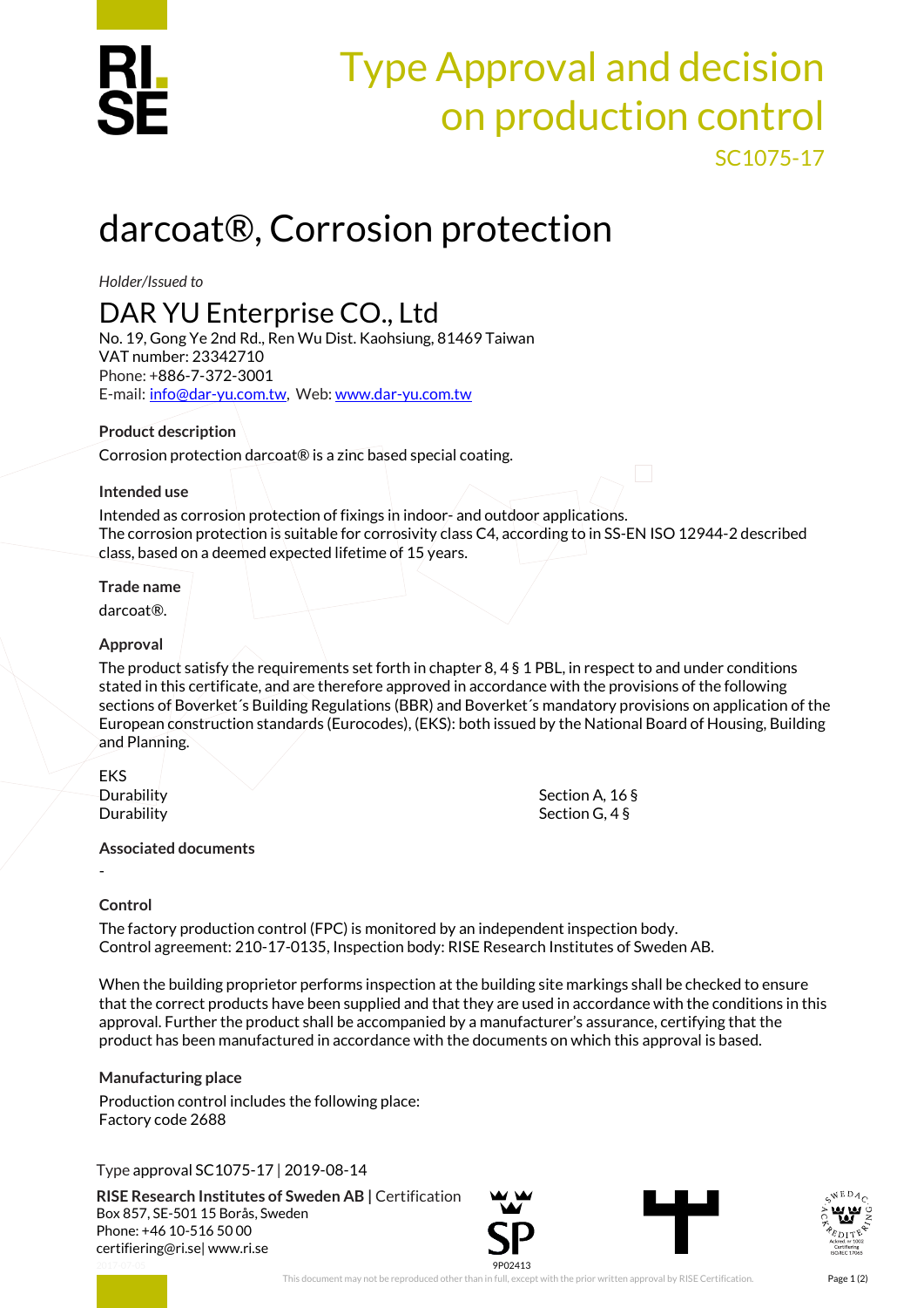# Type Approval and decision on production control

SC1075-17

# darcoat®, Corrosion protection

*Holder/Issued to*

## DAR YU Enterprise CO., Ltd

No. 19, Gong Ye 2nd Rd., Ren Wu Dist. Kaohsiung, 81469 Taiwan
VAT number: 23342710
Phone: +886-7-372-3001
E-mail: info@dar-yu.com.tw, Web: www.dar-yu.com.tw

### Product description

Corrosion protection darcoat® is a zinc based special coating.

### Intended use

Intended as corrosion protection of fixings in indoor- and outdoor applications.
The corrosion protection is suitable for corrosivity class C4, according to in SS-EN ISO 12944-2 described class, based on a deemed expected lifetime of 15 years.

### Trade name

darcoat®.

### Approval

The product satisfy the requirements set forth in chapter 8, 4 § 1 PBL, in respect to and under conditions stated in this certificate, and are therefore approved in accordance with the provisions of the following sections of Boverket´s Building Regulations (BBR) and Boverket´s mandatory provisions on application of the European construction standards (Eurocodes), (EKS): both issued by the National Board of Housing, Building and Planning.

| EKS | |
|---|---|
| Durability | Section A, 16 § |
| Durability | Section G, 4 § |

### Associated documents

-

### Control

The factory production control (FPC) is monitored by an independent inspection body.
Control agreement: 210-17-0135, Inspection body: RISE Research Institutes of Sweden AB.

When the building proprietor performs inspection at the building site markings shall be checked to ensure that the correct products have been supplied and that they are used in accordance with the conditions in this approval. Further the product shall be accompanied by a manufacturer's assurance, certifying that the product has been manufactured in accordance with the documents on which this approval is based.

### Manufacturing place

Production control includes the following place:
Factory code 2688

Type approval SC1075-17 | 2019-08-14

**RISE Research Institutes of Sweden AB** | Certification
Box 857, SE-501 15 Borås, Sweden
Phone: +46 10-516 50 00
certifiering@ri.se| www.ri.se

9P02413

This document may not be reproduced other than in full, except with the prior written approval by RISE Certification.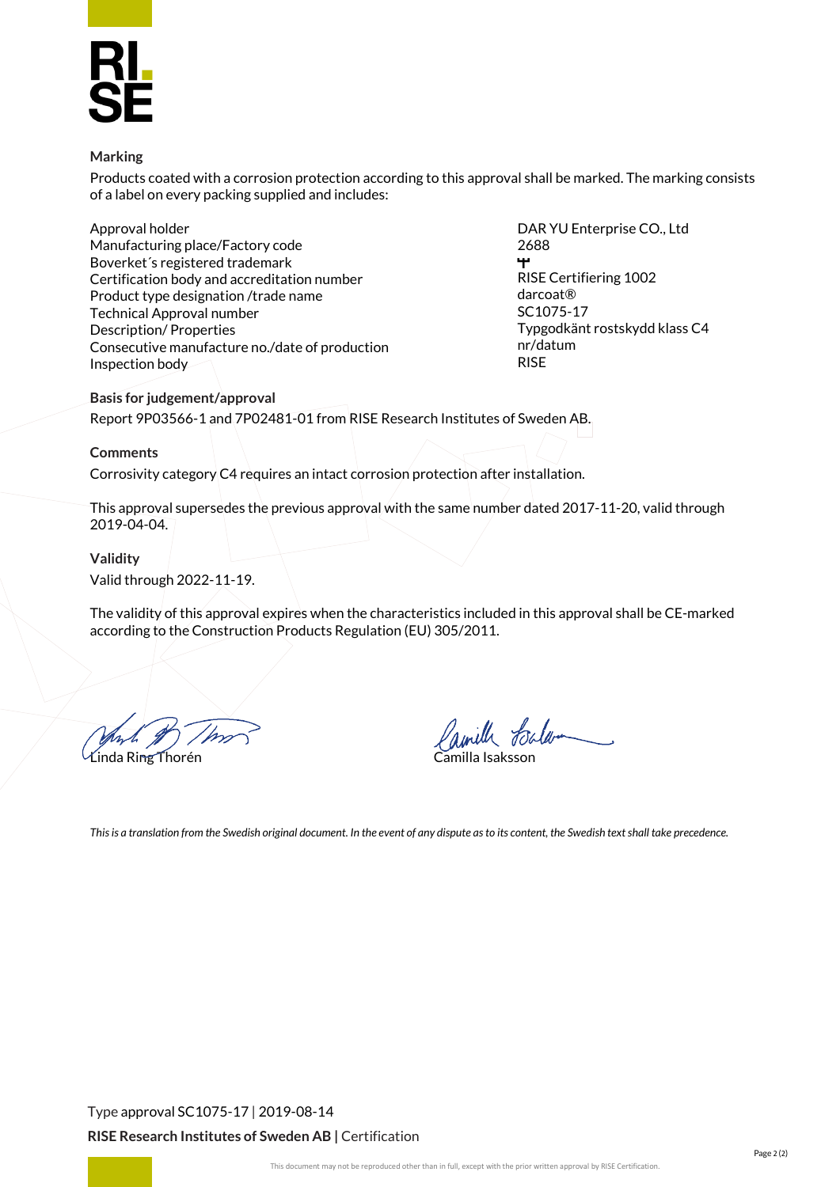## Marking

Products coated with a corrosion protection according to this approval shall be marked. The marking consists of a label on every packing supplied and includes:

| | |
|---|---|
| Approval holder | DAR YU Enterprise CO., Ltd |
| Manufacturing place/Factory code | 2688 |
| Boverket´s registered trademark | ♈ |
| Certification body and accreditation number | RISE Certifiering 1002 |
| Product type designation /trade name | darcoat® |
| Technical Approval number | SC1075-17 |
| Description/ Properties | Typgodkänt rostskydd klass C4 |
| Consecutive manufacture no./date of production | nr/datum |
| Inspection body | RISE |

## Basis for judgement/approval

Report 9P03566-1 and 7P02481-01 from RISE Research Institutes of Sweden AB.

## Comments

Corrosivity category C4 requires an intact corrosion protection after installation.

This approval supersedes the previous approval with the same number dated 2017-11-20, valid through 2019-04-04.

## Validity

Valid through 2022-11-19.

The validity of this approval expires when the characteristics included in this approval shall be CE-marked according to the Construction Products Regulation (EU) 305/2011.

Linda Ring Thorén

Camilla Isaksson

*This is a translation from the Swedish original document. In the event of any dispute as to its content, the Swedish text shall take precedence.*

Type approval SC1075-17 | 2019-08-14

**RISE Research Institutes of Sweden AB |** Certification

This document may not be reproduced other than in full, except with the prior written approval by RISE Certification.